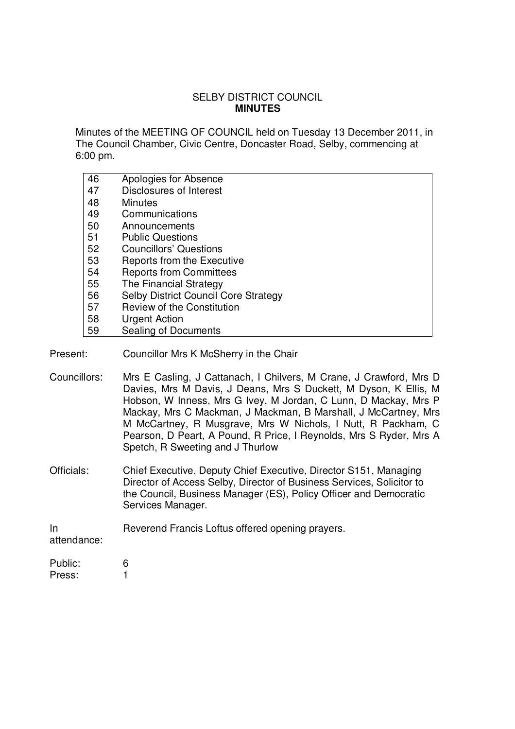# SELBY DISTRICT COUNCIL
## MINUTES

Minutes of the MEETING OF COUNCIL held on Tuesday 13 December 2011, in The Council Chamber, Civic Centre, Doncaster Road, Selby, commencing at 6:00 pm.

| | |
|---|---|
| 46 | Apologies for Absence |
| 47 | Disclosures of Interest |
| 48 | Minutes |
| 49 | Communications |
| 50 | Announcements |
| 51 | Public Questions |
| 52 | Councillors' Questions |
| 53 | Reports from the Executive |
| 54 | Reports from Committees |
| 55 | The Financial Strategy |
| 56 | Selby District Council Core Strategy |
| 57 | Review of the Constitution |
| 58 | Urgent Action |
| 59 | Sealing of Documents |

Present: Councillor Mrs K McSherry in the Chair

Councillors: Mrs E Casling, J Cattanach, I Chilvers, M Crane, J Crawford, Mrs D Davies, Mrs M Davis, J Deans, Mrs S Duckett, M Dyson, K Ellis, M Hobson, W Inness, Mrs G Ivey, M Jordan, C Lunn, D Mackay, Mrs P Mackay, Mrs C Mackman, J Mackman, B Marshall, J McCartney, Mrs M McCartney, R Musgrave, Mrs W Nichols, I Nutt, R Packham, C Pearson, D Peart, A Pound, R Price, I Reynolds, Mrs S Ryder, Mrs A Spetch, R Sweeting and J Thurlow

Officials: Chief Executive, Deputy Chief Executive, Director S151, Managing Director of Access Selby, Director of Business Services, Solicitor to the Council, Business Manager (ES), Policy Officer and Democratic Services Manager.

In attendance: Reverend Francis Loftus offered opening prayers.

Public: 6
Press: 1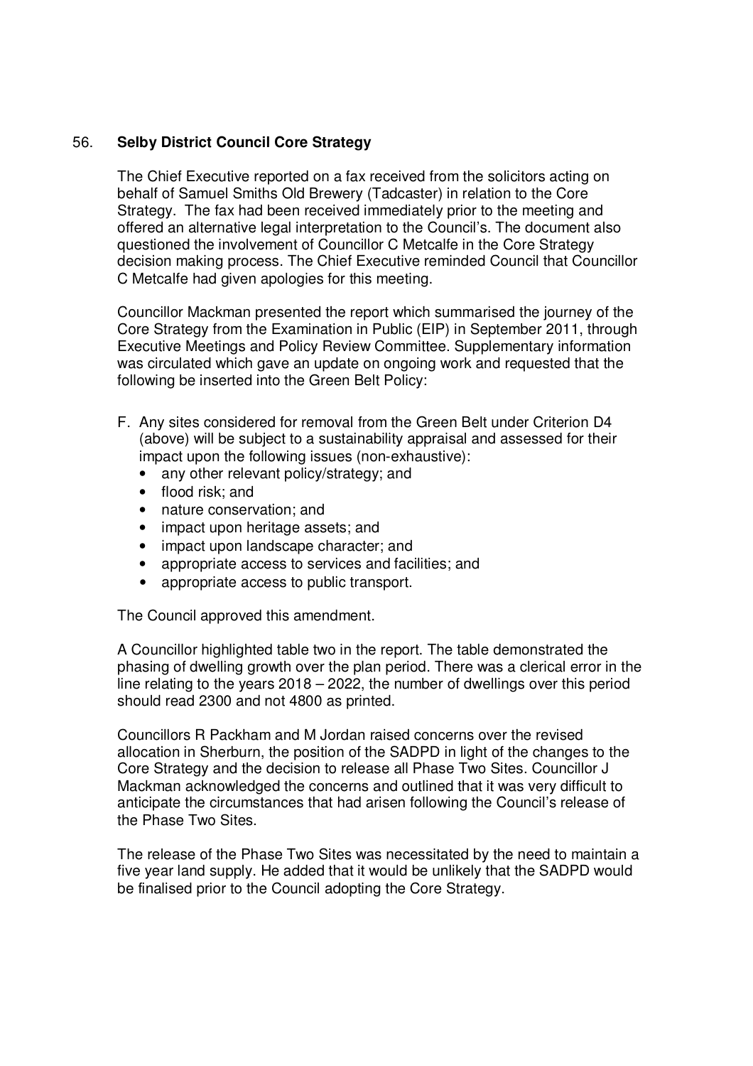56. **Selby District Council Core Strategy**

The Chief Executive reported on a fax received from the solicitors acting on behalf of Samuel Smiths Old Brewery (Tadcaster) in relation to the Core Strategy. The fax had been received immediately prior to the meeting and offered an alternative legal interpretation to the Council's. The document also questioned the involvement of Councillor C Metcalfe in the Core Strategy decision making process. The Chief Executive reminded Council that Councillor C Metcalfe had given apologies for this meeting.

Councillor Mackman presented the report which summarised the journey of the Core Strategy from the Examination in Public (EIP) in September 2011, through Executive Meetings and Policy Review Committee. Supplementary information was circulated which gave an update on ongoing work and requested that the following be inserted into the Green Belt Policy:

F. Any sites considered for removal from the Green Belt under Criterion D4 (above) will be subject to a sustainability appraisal and assessed for their impact upon the following issues (non-exhaustive):
   - any other relevant policy/strategy; and
   - flood risk; and
   - nature conservation; and
   - impact upon heritage assets; and
   - impact upon landscape character; and
   - appropriate access to services and facilities; and
   - appropriate access to public transport.

The Council approved this amendment.

A Councillor highlighted table two in the report. The table demonstrated the phasing of dwelling growth over the plan period. There was a clerical error in the line relating to the years 2018 – 2022, the number of dwellings over this period should read 2300 and not 4800 as printed.

Councillors R Packham and M Jordan raised concerns over the revised allocation in Sherburn, the position of the SADPD in light of the changes to the Core Strategy and the decision to release all Phase Two Sites. Councillor J Mackman acknowledged the concerns and outlined that it was very difficult to anticipate the circumstances that had arisen following the Council's release of the Phase Two Sites.

The release of the Phase Two Sites was necessitated by the need to maintain a five year land supply. He added that it would be unlikely that the SADPD would be finalised prior to the Council adopting the Core Strategy.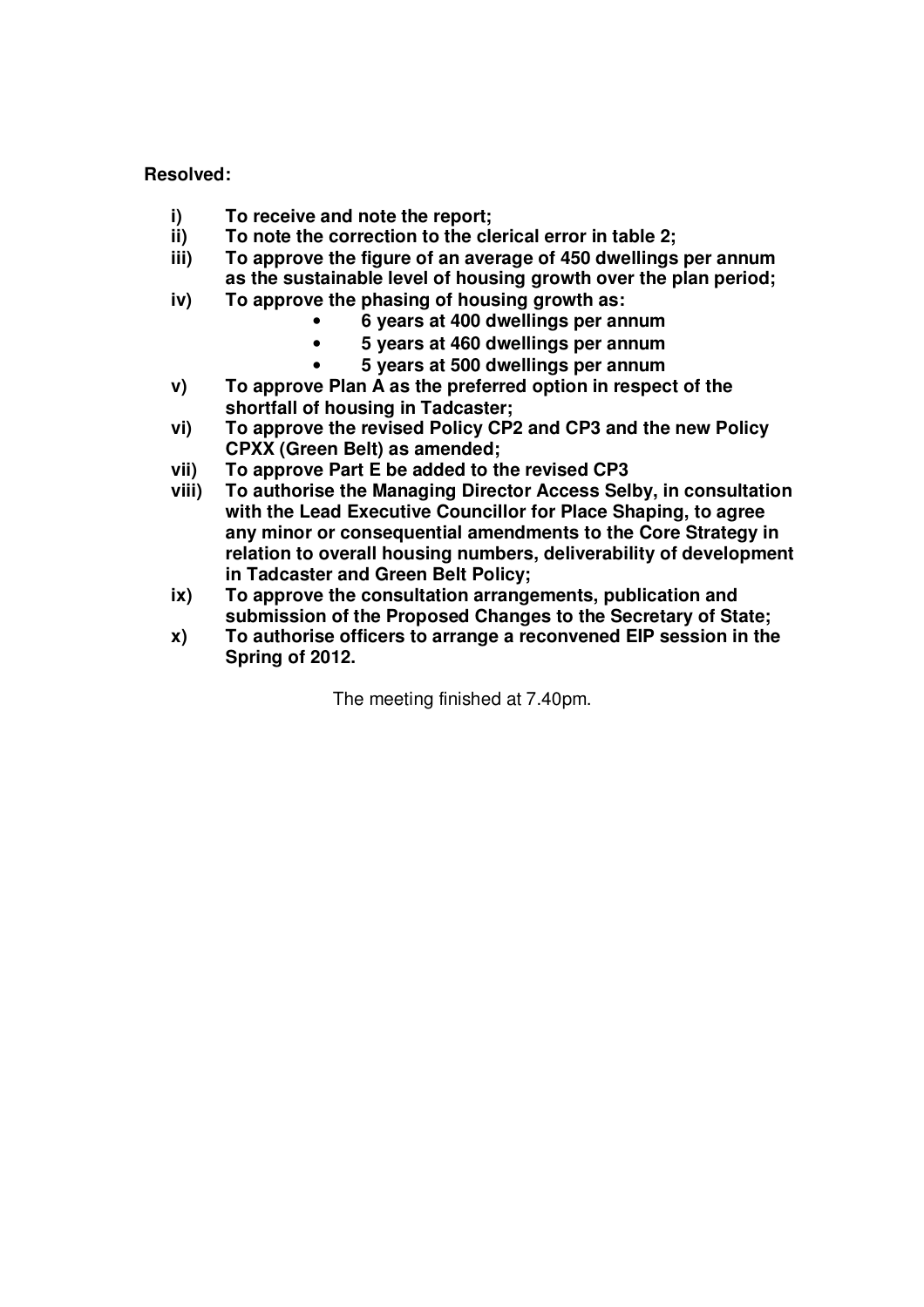**Resolved:**

**i) To receive and note the report;**
**ii) To note the correction to the clerical error in table 2;**
**iii) To approve the figure of an average of 450 dwellings per annum as the sustainable level of housing growth over the plan period;**
**iv) To approve the phasing of housing growth as:**
- **6 years at 400 dwellings per annum**
- **5 years at 460 dwellings per annum**
- **5 years at 500 dwellings per annum**

**v) To approve Plan A as the preferred option in respect of the shortfall of housing in Tadcaster;**
**vi) To approve the revised Policy CP2 and CP3 and the new Policy CPXX (Green Belt) as amended;**
**vii) To approve Part E be added to the revised CP3**
**viii) To authorise the Managing Director Access Selby, in consultation with the Lead Executive Councillor for Place Shaping, to agree any minor or consequential amendments to the Core Strategy in relation to overall housing numbers, deliverability of development in Tadcaster and Green Belt Policy;**
**ix) To approve the consultation arrangements, publication and submission of the Proposed Changes to the Secretary of State;**
**x) To authorise officers to arrange a reconvened EIP session in the Spring of 2012.**

The meeting finished at 7.40pm.